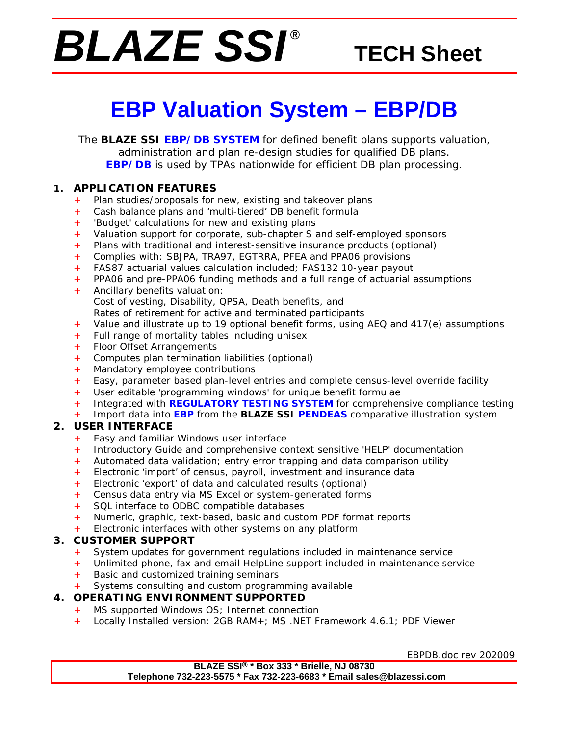# BLAZE SSI® TECH Sheet

# EBP Valuation System – EBP/DB

The **BLAZE SSI EBP/DB SYSTEM** for defined benefit plans supports valuation, administration and plan re-design studies for qualified DB plans.
**EBP/DB** is used by TPAs nationwide for efficient DB plan processing.

## 1. APPLICATION FEATURES

+ Plan studies/proposals for new, existing and takeover plans
+ Cash balance plans and 'multi-tiered' DB benefit formula
+ 'Budget' calculations for new and existing plans
+ Valuation support for corporate, sub-chapter S and self-employed sponsors
+ Plans with traditional and interest-sensitive insurance products (optional)
+ Complies with: SBJPA, TRA97, EGTRRA, PFEA and PPA06 provisions
+ FAS87 actuarial values calculation included; FAS132 10-year payout
+ PPA06 and pre-PPA06 funding methods and a full range of actuarial assumptions
+ Ancillary benefits valuation:
  Cost of vesting, Disability, QPSA, Death benefits, and
  Rates of retirement for active and terminated participants
+ Value and illustrate up to 19 optional benefit forms, using AEQ and 417(e) assumptions
+ Full range of mortality tables including unisex
+ Floor Offset Arrangements
+ Computes plan termination liabilities (optional)
+ Mandatory employee contributions
+ Easy, parameter based plan-level entries and complete census-level override facility
+ User editable 'programming windows' for unique benefit formulae
+ Integrated with **REGULATORY TESTING SYSTEM** for comprehensive compliance testing
+ Import data into **EBP** from the **BLAZE SSI PENDEAS** comparative illustration system

## 2. USER INTERFACE

+ Easy and familiar Windows user interface
+ Introductory Guide and comprehensive context sensitive 'HELP' documentation
+ Automated data validation; entry error trapping and data comparison utility
+ Electronic 'import' of census, payroll, investment and insurance data
+ Electronic 'export' of data and calculated results (optional)
+ Census data entry via MS Excel or system-generated forms
+ SQL interface to ODBC compatible databases
+ Numeric, graphic, text-based, basic and custom PDF format reports
+ Electronic interfaces with other systems on any platform

## 3. CUSTOMER SUPPORT

+ System updates for government regulations included in maintenance service
+ Unlimited phone, fax and email HelpLine support included in maintenance service
+ Basic and customized training seminars
+ Systems consulting and custom programming available

## 4. OPERATING ENVIRONMENT SUPPORTED

+ MS supported Windows OS; Internet connection
+ Locally Installed version: 2GB RAM+; MS .NET Framework 4.6.1; PDF Viewer

EBPDB.doc rev 202009

**BLAZE SSI® * Box 333 * Brielle, NJ 08730**
**Telephone 732-223-5575 * Fax 732-223-6683 * Email sales@blazessi.com**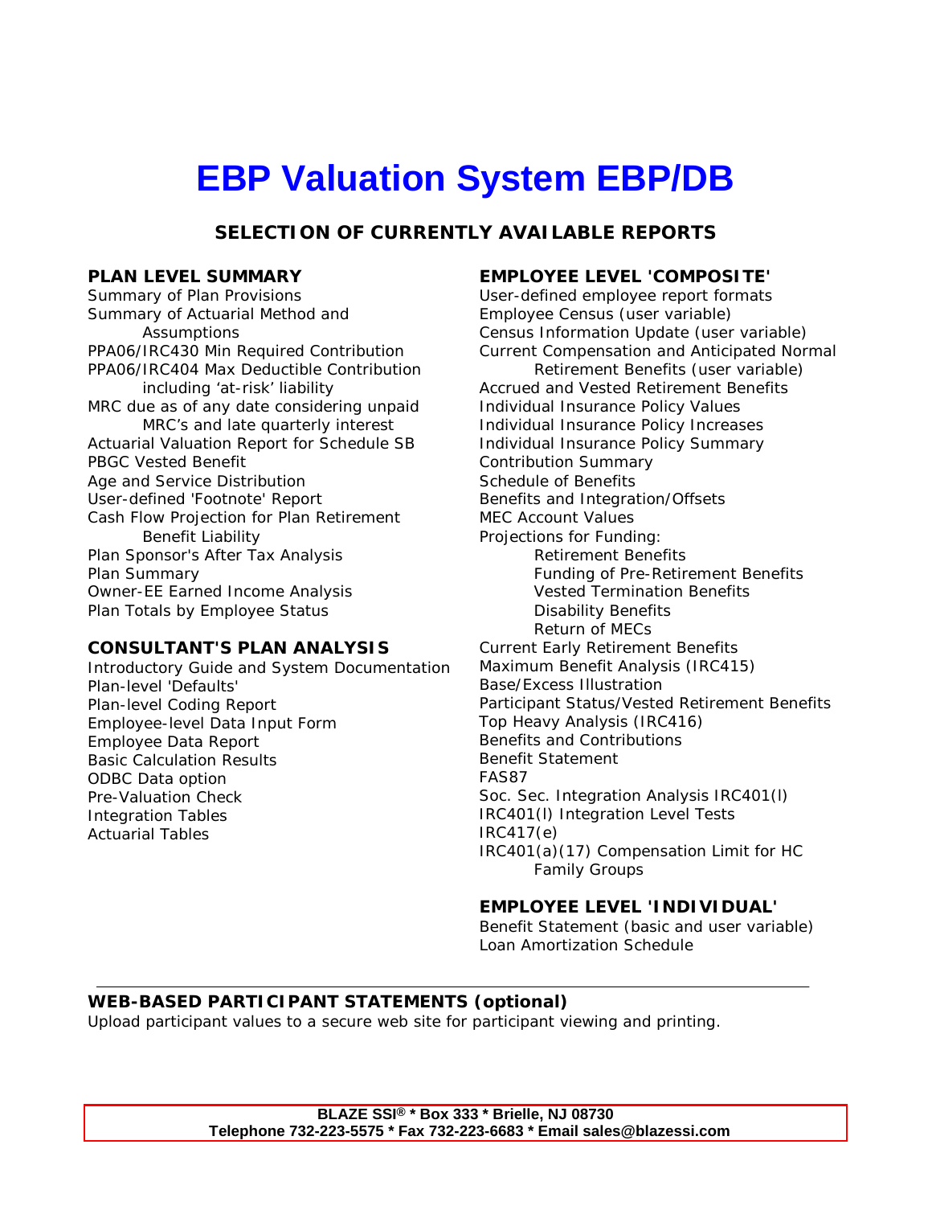# EBP Valuation System EBP/DB

## SELECTION OF CURRENTLY AVAILABLE REPORTS

### PLAN LEVEL SUMMARY

Summary of Plan Provisions
Summary of Actuarial Method and Assumptions
PPA06/IRC430 Min Required Contribution
PPA06/IRC404 Max Deductible Contribution including 'at-risk' liability
MRC due as of any date considering unpaid MRC's and late quarterly interest
Actuarial Valuation Report for Schedule SB
PBGC Vested Benefit
Age and Service Distribution
User-defined 'Footnote' Report
Cash Flow Projection for Plan Retirement Benefit Liability
Plan Sponsor's After Tax Analysis
Plan Summary
Owner-EE Earned Income Analysis
Plan Totals by Employee Status

### CONSULTANT'S PLAN ANALYSIS

Introductory Guide and System Documentation
Plan-level 'Defaults'
Plan-level Coding Report
Employee-level Data Input Form
Employee Data Report
Basic Calculation Results
ODBC Data option
Pre-Valuation Check
Integration Tables
Actuarial Tables

### EMPLOYEE LEVEL 'COMPOSITE'

User-defined employee report formats
Employee Census (user variable)
Census Information Update (user variable)
Current Compensation and Anticipated Normal Retirement Benefits (user variable)
Accrued and Vested Retirement Benefits
Individual Insurance Policy Values
Individual Insurance Policy Increases
Individual Insurance Policy Summary
Contribution Summary
Schedule of Benefits
Benefits and Integration/Offsets
MEC Account Values
Projections for Funding:
- Retirement Benefits
- Funding of Pre-Retirement Benefits
- Vested Termination Benefits
- Disability Benefits
- Return of MECs

Current Early Retirement Benefits
Maximum Benefit Analysis (IRC415)
Base/Excess Illustration
Participant Status/Vested Retirement Benefits
Top Heavy Analysis (IRC416)
Benefits and Contributions
Benefit Statement
FAS87
Soc. Sec. Integration Analysis IRC401(l)
IRC401(l) Integration Level Tests
IRC417(e)
IRC401(a)(17) Compensation Limit for HC Family Groups

### EMPLOYEE LEVEL 'INDIVIDUAL'

Benefit Statement (basic and user variable)
Loan Amortization Schedule

---

### WEB-BASED PARTICIPANT STATEMENTS (optional)

Upload participant values to a secure web site for participant viewing and printing.

**BLAZE SSI® * Box 333 * Brielle, NJ 08730**
**Telephone 732-223-5575 * Fax 732-223-6683 * Email sales@blazessi.com**